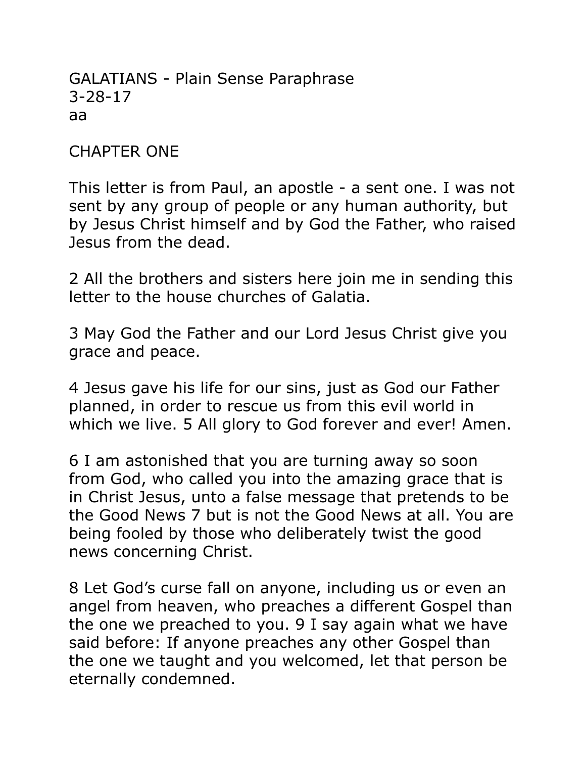# GALATIANS - Plain Sense Paraphrase

3-28-17

aa

## CHAPTER ONE

This letter is from Paul, an apostle - a sent one. I was not sent by any group of people or any human authority, but by Jesus Christ himself and by God the Father, who raised Jesus from the dead.

2 All the brothers and sisters here join me in sending this letter to the house churches of Galatia.

3 May God the Father and our Lord Jesus Christ give you grace and peace.

4 Jesus gave his life for our sins, just as God our Father planned, in order to rescue us from this evil world in which we live. 5 All glory to God forever and ever! Amen.

6 I am astonished that you are turning away so soon from God, who called you into the amazing grace that is in Christ Jesus, unto a false message that pretends to be the Good News 7 but is not the Good News at all. You are being fooled by those who deliberately twist the good news concerning Christ.

8 Let God's curse fall on anyone, including us or even an angel from heaven, who preaches a different Gospel than the one we preached to you. 9 I say again what we have said before: If anyone preaches any other Gospel than the one we taught and you welcomed, let that person be eternally condemned.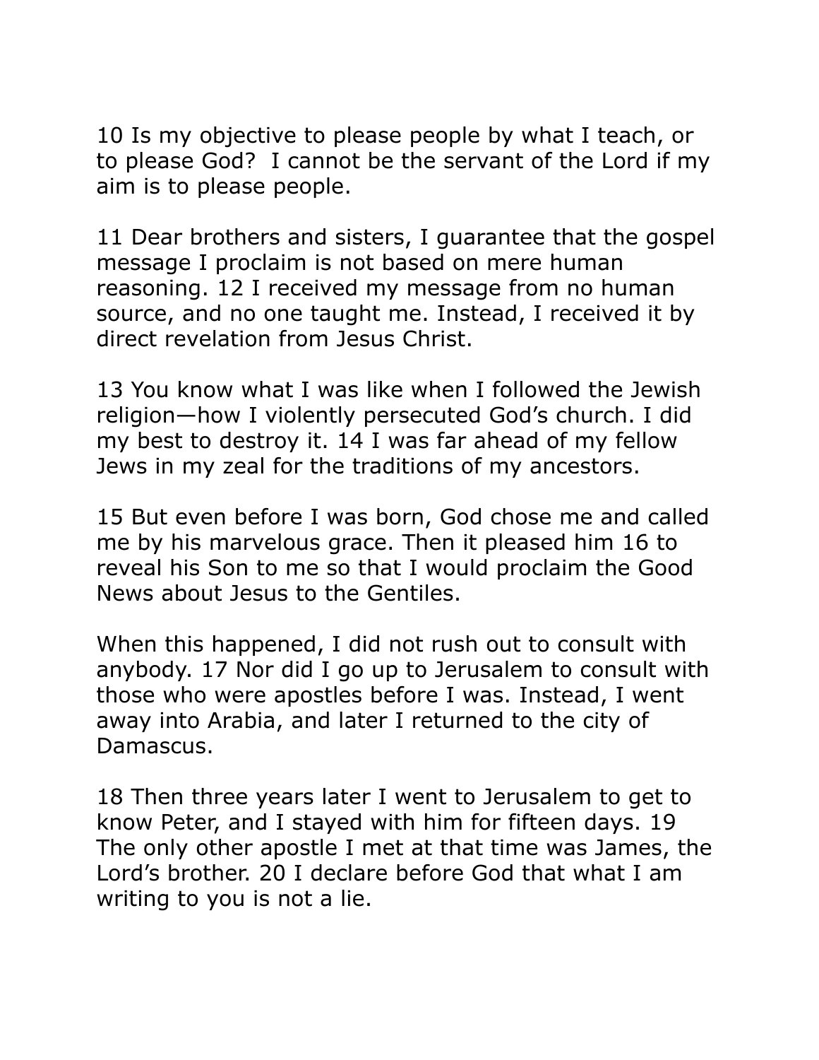10 Is my objective to please people by what I teach, or to please God?  I cannot be the servant of the Lord if my aim is to please people.

11 Dear brothers and sisters, I guarantee that the gospel message I proclaim is not based on mere human reasoning. 12 I received my message from no human source, and no one taught me. Instead, I received it by direct revelation from Jesus Christ.

13 You know what I was like when I followed the Jewish religion—how I violently persecuted God's church. I did my best to destroy it. 14 I was far ahead of my fellow Jews in my zeal for the traditions of my ancestors.

15 But even before I was born, God chose me and called me by his marvelous grace. Then it pleased him 16 to reveal his Son to me so that I would proclaim the Good News about Jesus to the Gentiles.

When this happened, I did not rush out to consult with anybody. 17 Nor did I go up to Jerusalem to consult with those who were apostles before I was. Instead, I went away into Arabia, and later I returned to the city of Damascus.

18 Then three years later I went to Jerusalem to get to know Peter, and I stayed with him for fifteen days. 19 The only other apostle I met at that time was James, the Lord's brother. 20 I declare before God that what I am writing to you is not a lie.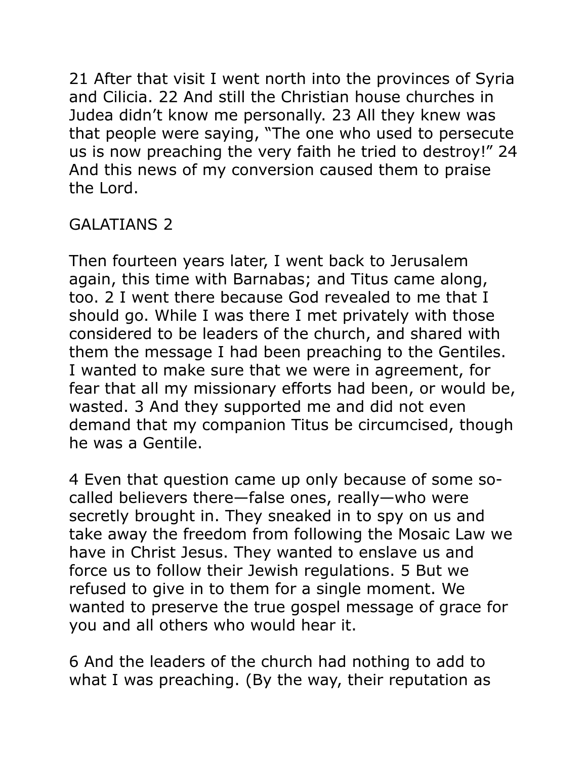21 After that visit I went north into the provinces of Syria and Cilicia. 22 And still the Christian house churches in Judea didn't know me personally. 23 All they knew was that people were saying, "The one who used to persecute us is now preaching the very faith he tried to destroy!" 24 And this news of my conversion caused them to praise the Lord.

## GALATIANS 2

Then fourteen years later, I went back to Jerusalem again, this time with Barnabas; and Titus came along, too. 2 I went there because God revealed to me that I should go. While I was there I met privately with those considered to be leaders of the church, and shared with them the message I had been preaching to the Gentiles. I wanted to make sure that we were in agreement, for fear that all my missionary efforts had been, or would be, wasted. 3 And they supported me and did not even demand that my companion Titus be circumcised, though he was a Gentile.

4 Even that question came up only because of some so-called believers there—false ones, really—who were secretly brought in. They sneaked in to spy on us and take away the freedom from following the Mosaic Law we have in Christ Jesus. They wanted to enslave us and force us to follow their Jewish regulations. 5 But we refused to give in to them for a single moment. We wanted to preserve the true gospel message of grace for you and all others who would hear it.

6 And the leaders of the church had nothing to add to what I was preaching. (By the way, their reputation as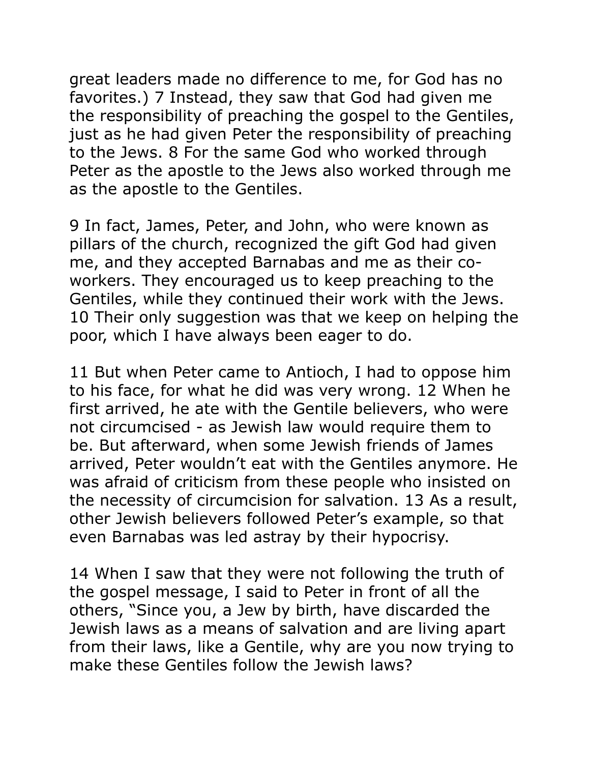great leaders made no difference to me, for God has no favorites.) 7 Instead, they saw that God had given me the responsibility of preaching the gospel to the Gentiles, just as he had given Peter the responsibility of preaching to the Jews. 8 For the same God who worked through Peter as the apostle to the Jews also worked through me as the apostle to the Gentiles.

9 In fact, James, Peter, and John, who were known as pillars of the church, recognized the gift God had given me, and they accepted Barnabas and me as their co-workers. They encouraged us to keep preaching to the Gentiles, while they continued their work with the Jews. 10 Their only suggestion was that we keep on helping the poor, which I have always been eager to do.

11 But when Peter came to Antioch, I had to oppose him to his face, for what he did was very wrong. 12 When he first arrived, he ate with the Gentile believers, who were not circumcised - as Jewish law would require them to be. But afterward, when some Jewish friends of James arrived, Peter wouldn't eat with the Gentiles anymore. He was afraid of criticism from these people who insisted on the necessity of circumcision for salvation. 13 As a result, other Jewish believers followed Peter's example, so that even Barnabas was led astray by their hypocrisy.

14 When I saw that they were not following the truth of the gospel message, I said to Peter in front of all the others, "Since you, a Jew by birth, have discarded the Jewish laws as a means of salvation and are living apart from their laws, like a Gentile, why are you now trying to make these Gentiles follow the Jewish laws?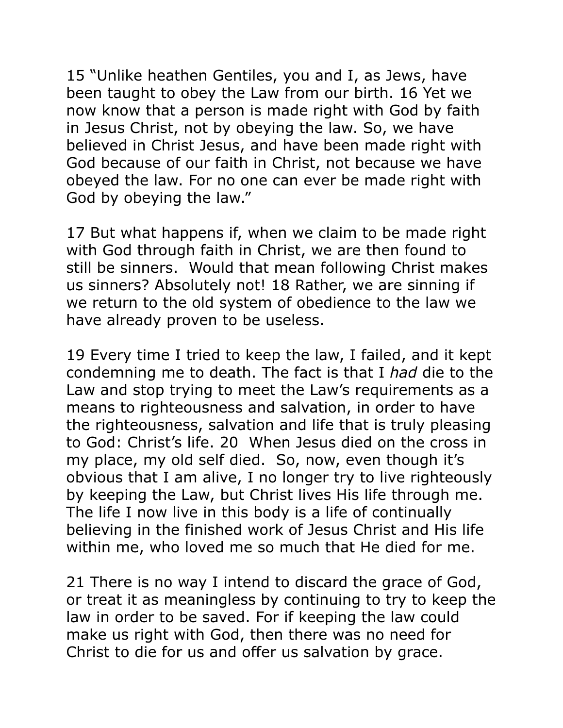15 “Unlike heathen Gentiles, you and I, as Jews, have been taught to obey the Law from our birth. 16 Yet we now know that a person is made right with God by faith in Jesus Christ, not by obeying the law. So, we have believed in Christ Jesus, and have been made right with God because of our faith in Christ, not because we have obeyed the law. For no one can ever be made right with God by obeying the law.”

17 But what happens if, when we claim to be made right with God through faith in Christ, we are then found to still be sinners.  Would that mean following Christ makes us sinners? Absolutely not! 18 Rather, we are sinning if we return to the old system of obedience to the law we have already proven to be useless.

19 Every time I tried to keep the law, I failed, and it kept condemning me to death. The fact is that I *had* die to the Law and stop trying to meet the Law’s requirements as a means to righteousness and salvation, in order to have the righteousness, salvation and life that is truly pleasing to God: Christ’s life. 20  When Jesus died on the cross in my place, my old self died.  So, now, even though it’s obvious that I am alive, I no longer try to live righteously by keeping the Law, but Christ lives His life through me. The life I now live in this body is a life of continually believing in the finished work of Jesus Christ and His life within me, who loved me so much that He died for me.

21 There is no way I intend to discard the grace of God, or treat it as meaningless by continuing to try to keep the law in order to be saved. For if keeping the law could make us right with God, then there was no need for Christ to die for us and offer us salvation by grace.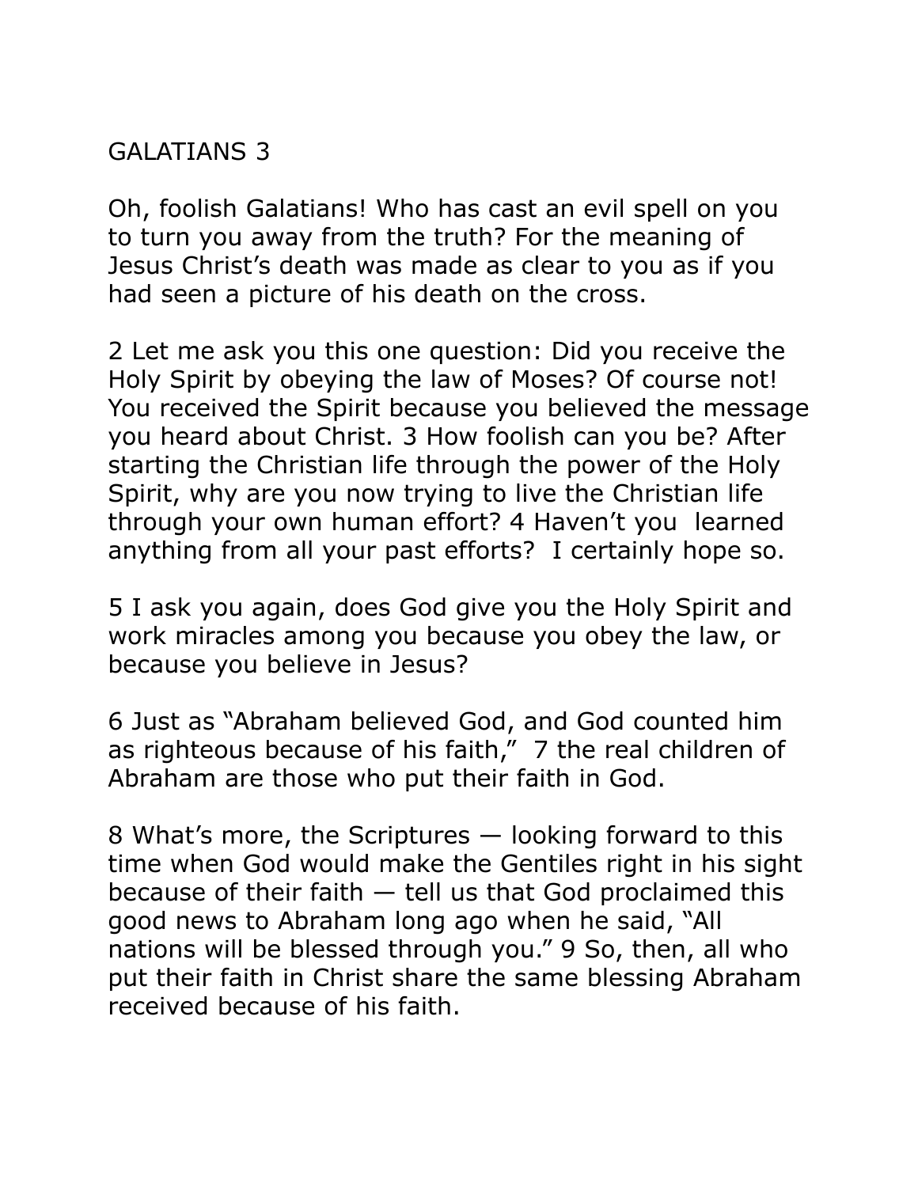GALATIANS 3

Oh, foolish Galatians! Who has cast an evil spell on you to turn you away from the truth? For the meaning of Jesus Christ's death was made as clear to you as if you had seen a picture of his death on the cross.

2 Let me ask you this one question: Did you receive the Holy Spirit by obeying the law of Moses? Of course not! You received the Spirit because you believed the message you heard about Christ. 3 How foolish can you be? After starting the Christian life through the power of the Holy Spirit, why are you now trying to live the Christian life through your own human effort? 4 Haven't you learned anything from all your past efforts? I certainly hope so.

5 I ask you again, does God give you the Holy Spirit and work miracles among you because you obey the law, or because you believe in Jesus?

6 Just as "Abraham believed God, and God counted him as righteous because of his faith," 7 the real children of Abraham are those who put their faith in God.

8 What's more, the Scriptures — looking forward to this time when God would make the Gentiles right in his sight because of their faith — tell us that God proclaimed this good news to Abraham long ago when he said, "All nations will be blessed through you." 9 So, then, all who put their faith in Christ share the same blessing Abraham received because of his faith.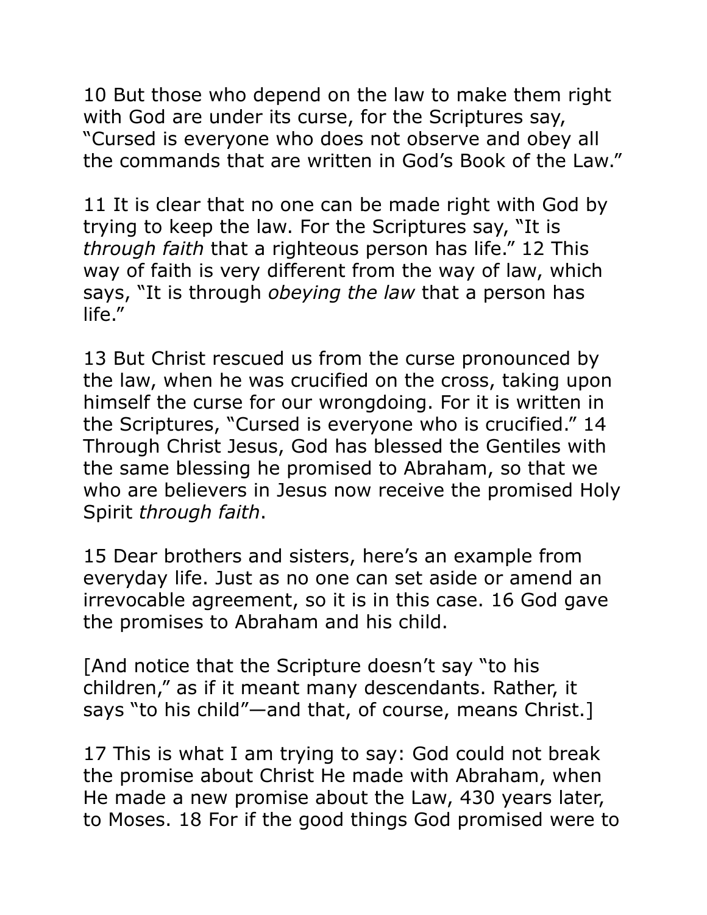10 But those who depend on the law to make them right with God are under its curse, for the Scriptures say, "Cursed is everyone who does not observe and obey all the commands that are written in God's Book of the Law."

11 It is clear that no one can be made right with God by trying to keep the law. For the Scriptures say, "It is *through faith* that a righteous person has life." 12 This way of faith is very different from the way of law, which says, "It is through *obeying the law* that a person has life."

13 But Christ rescued us from the curse pronounced by the law, when he was crucified on the cross, taking upon himself the curse for our wrongdoing. For it is written in the Scriptures, "Cursed is everyone who is crucified." 14 Through Christ Jesus, God has blessed the Gentiles with the same blessing he promised to Abraham, so that we who are believers in Jesus now receive the promised Holy Spirit *through faith*.

15 Dear brothers and sisters, here's an example from everyday life. Just as no one can set aside or amend an irrevocable agreement, so it is in this case. 16 God gave the promises to Abraham and his child.

[And notice that the Scripture doesn't say "to his children," as if it meant many descendants. Rather, it says "to his child"—and that, of course, means Christ.]

17 This is what I am trying to say: God could not break the promise about Christ He made with Abraham, when He made a new promise about the Law, 430 years later, to Moses. 18 For if the good things God promised were to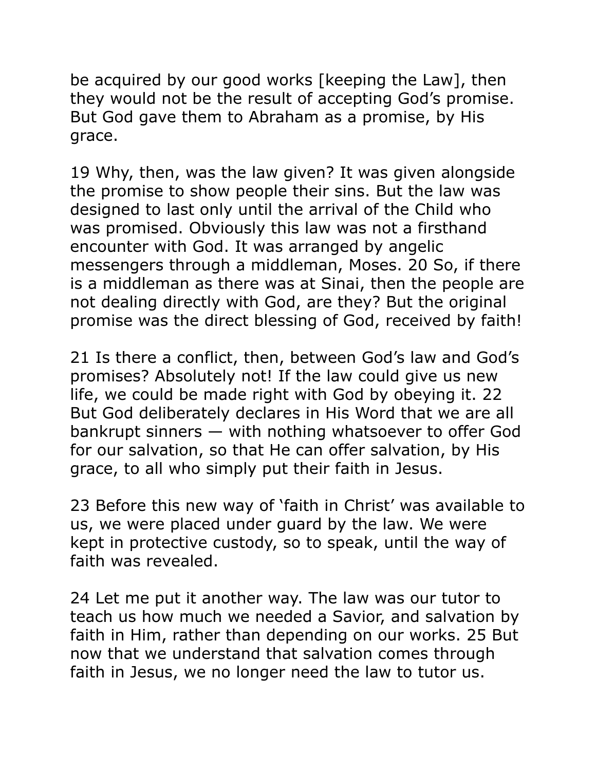be acquired by our good works [keeping the Law], then they would not be the result of accepting God's promise. But God gave them to Abraham as a promise, by His grace.

19 Why, then, was the law given? It was given alongside the promise to show people their sins. But the law was designed to last only until the arrival of the Child who was promised. Obviously this law was not a firsthand encounter with God. It was arranged by angelic messengers through a middleman, Moses. 20 So, if there is a middleman as there was at Sinai, then the people are not dealing directly with God, are they? But the original promise was the direct blessing of God, received by faith!

21 Is there a conflict, then, between God's law and God's promises? Absolutely not! If the law could give us new life, we could be made right with God by obeying it. 22 But God deliberately declares in His Word that we are all bankrupt sinners — with nothing whatsoever to offer God for our salvation, so that He can offer salvation, by His grace, to all who simply put their faith in Jesus.

23 Before this new way of 'faith in Christ' was available to us, we were placed under guard by the law. We were kept in protective custody, so to speak, until the way of faith was revealed.

24 Let me put it another way. The law was our tutor to teach us how much we needed a Savior, and salvation by faith in Him, rather than depending on our works. 25 But now that we understand that salvation comes through faith in Jesus, we no longer need the law to tutor us.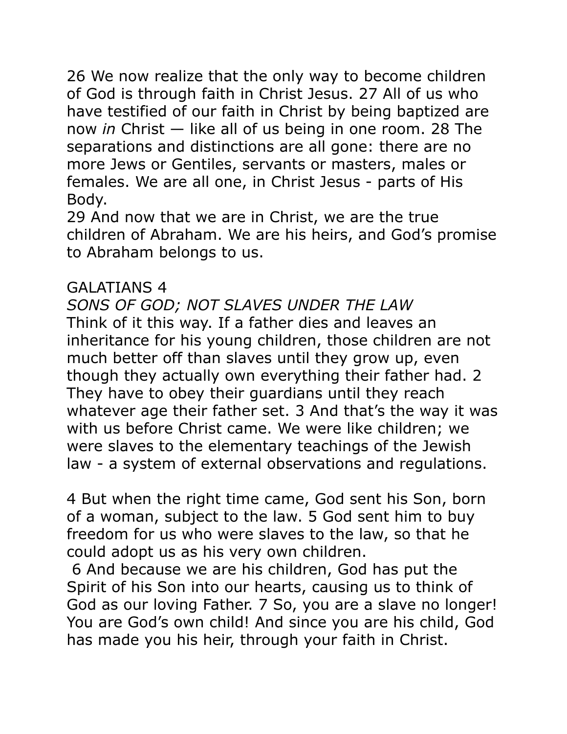26 We now realize that the only way to become children of God is through faith in Christ Jesus. 27 All of us who have testified of our faith in Christ by being baptized are now *in* Christ — like all of us being in one room. 28 The separations and distinctions are all gone: there are no more Jews or Gentiles, servants or masters, males or females. We are all one, in Christ Jesus - parts of His Body.

29 And now that we are in Christ, we are the true children of Abraham. We are his heirs, and God's promise to Abraham belongs to us.

## GALATIANS 4

### *SONS OF GOD; NOT SLAVES UNDER THE LAW*

Think of it this way. If a father dies and leaves an inheritance for his young children, those children are not much better off than slaves until they grow up, even though they actually own everything their father had. 2 They have to obey their guardians until they reach whatever age their father set. 3 And that's the way it was with us before Christ came. We were like children; we were slaves to the elementary teachings of the Jewish law - a system of external observations and regulations.

4 But when the right time came, God sent his Son, born of a woman, subject to the law. 5 God sent him to buy freedom for us who were slaves to the law, so that he could adopt us as his very own children.

6 And because we are his children, God has put the Spirit of his Son into our hearts, causing us to think of God as our loving Father. 7 So, you are a slave no longer! You are God's own child! And since you are his child, God has made you his heir, through your faith in Christ.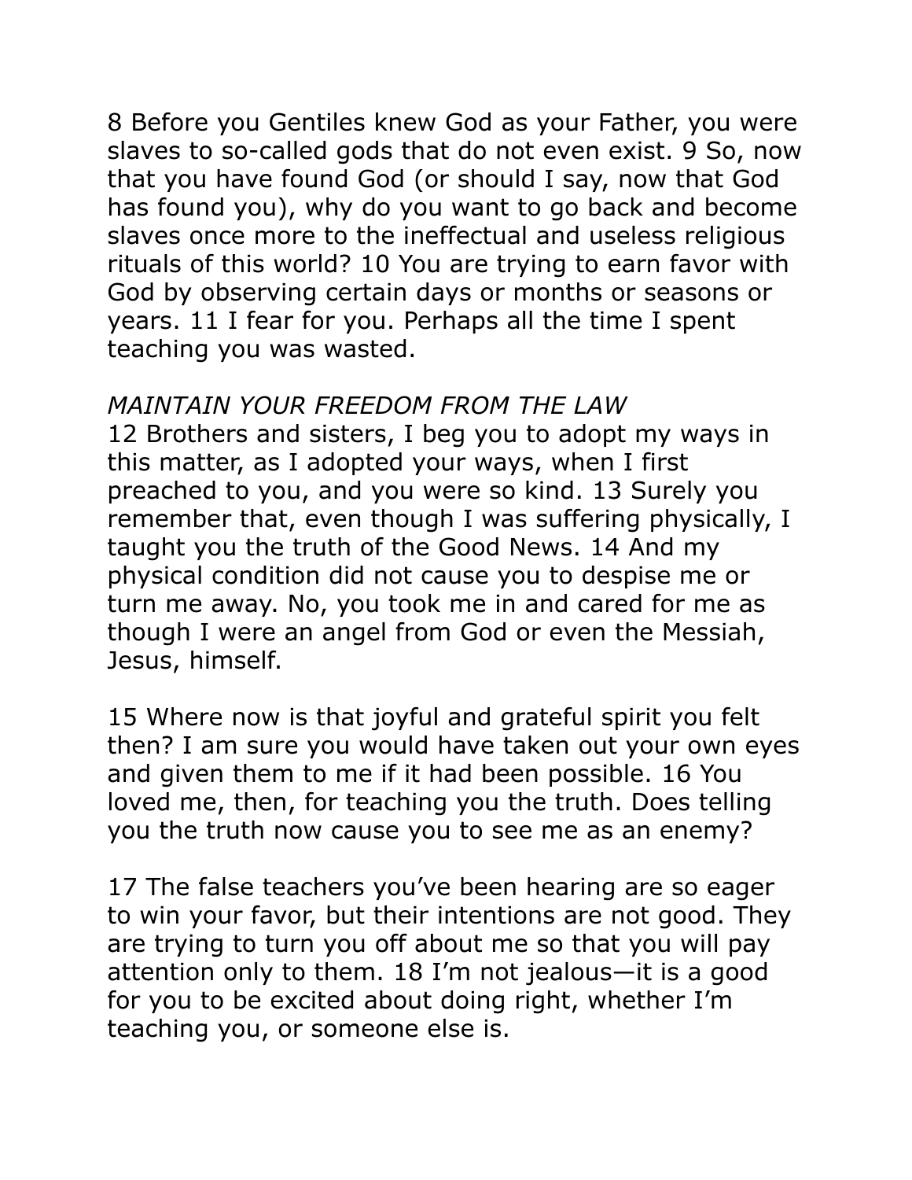8 Before you Gentiles knew God as your Father, you were slaves to so-called gods that do not even exist. 9 So, now that you have found God (or should I say, now that God has found you), why do you want to go back and become slaves once more to the ineffectual and useless religious rituals of this world? 10 You are trying to earn favor with God by observing certain days or months or seasons or years. 11 I fear for you. Perhaps all the time I spent teaching you was wasted.

*MAINTAIN YOUR FREEDOM FROM THE LAW*

12 Brothers and sisters, I beg you to adopt my ways in this matter, as I adopted your ways, when I first preached to you, and you were so kind. 13 Surely you remember that, even though I was suffering physically, I taught you the truth of the Good News. 14 And my physical condition did not cause you to despise me or turn me away. No, you took me in and cared for me as though I were an angel from God or even the Messiah, Jesus, himself.

15 Where now is that joyful and grateful spirit you felt then? I am sure you would have taken out your own eyes and given them to me if it had been possible. 16 You loved me, then, for teaching you the truth. Does telling you the truth now cause you to see me as an enemy?

17 The false teachers you've been hearing are so eager to win your favor, but their intentions are not good. They are trying to turn you off about me so that you will pay attention only to them. 18 I'm not jealous—it is a good for you to be excited about doing right, whether I'm teaching you, or someone else is.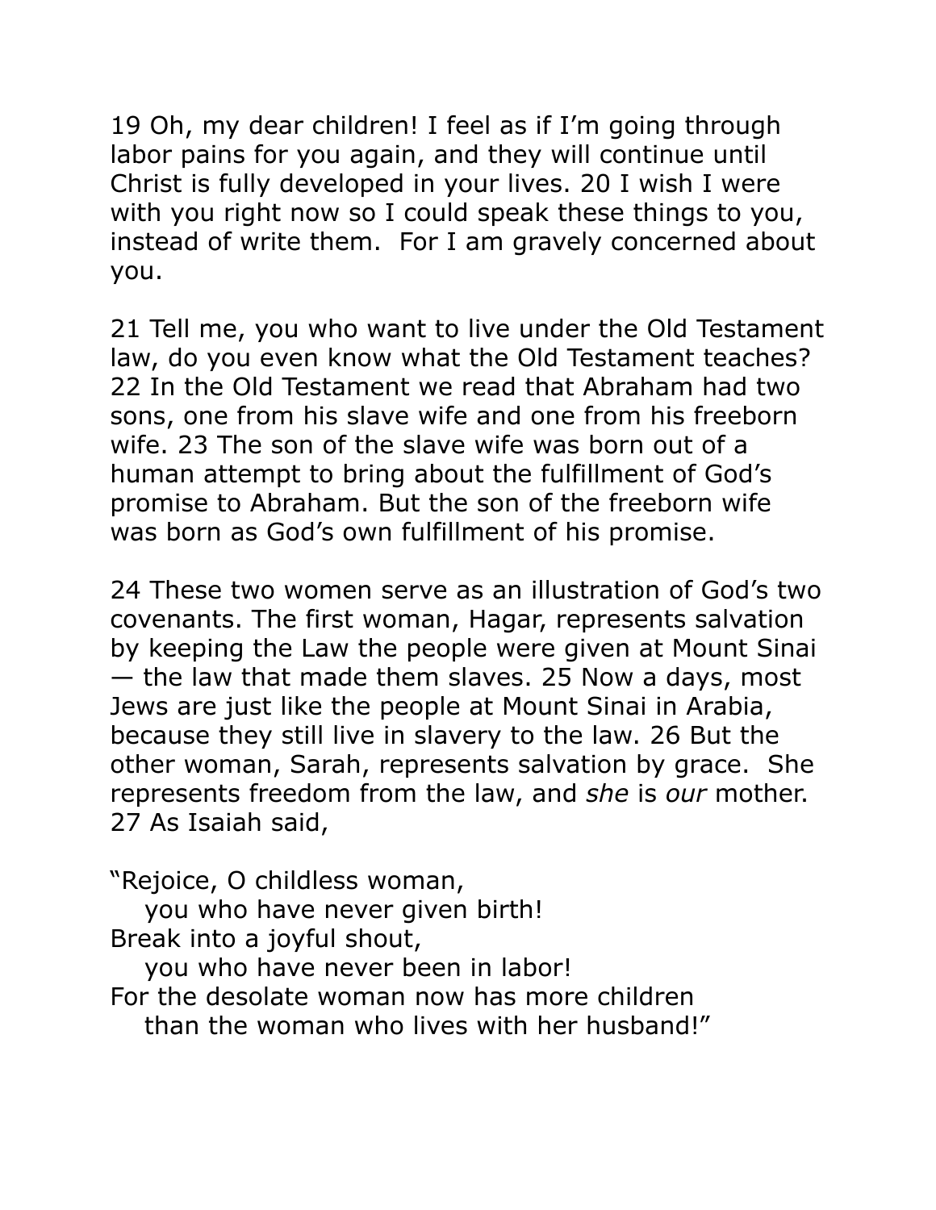19 Oh, my dear children! I feel as if I'm going through labor pains for you again, and they will continue until Christ is fully developed in your lives. 20 I wish I were with you right now so I could speak these things to you, instead of write them. For I am gravely concerned about you.

21 Tell me, you who want to live under the Old Testament law, do you even know what the Old Testament teaches? 22 In the Old Testament we read that Abraham had two sons, one from his slave wife and one from his freeborn wife. 23 The son of the slave wife was born out of a human attempt to bring about the fulfillment of God's promise to Abraham. But the son of the freeborn wife was born as God's own fulfillment of his promise.

24 These two women serve as an illustration of God's two covenants. The first woman, Hagar, represents salvation by keeping the Law the people were given at Mount Sinai — the law that made them slaves. 25 Now a days, most Jews are just like the people at Mount Sinai in Arabia, because they still live in slavery to the law. 26 But the other woman, Sarah, represents salvation by grace. She represents freedom from the law, and *she* is *our* mother. 27 As Isaiah said,

"Rejoice, O childless woman,
   you who have never given birth!
Break into a joyful shout,
   you who have never been in labor!
For the desolate woman now has more children
   than the woman who lives with her husband!"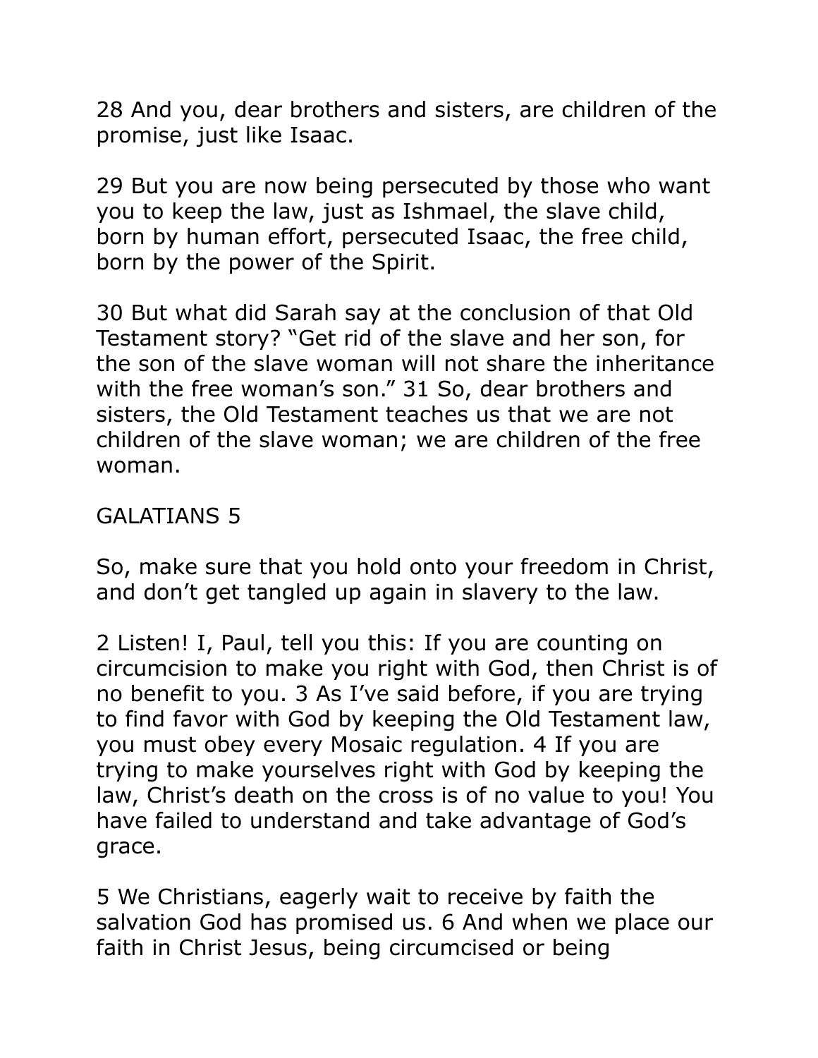28 And you, dear brothers and sisters, are children of the promise, just like Isaac.

29 But you are now being persecuted by those who want you to keep the law, just as Ishmael, the slave child, born by human effort, persecuted Isaac, the free child, born by the power of the Spirit.

30 But what did Sarah say at the conclusion of that Old Testament story? “Get rid of the slave and her son, for the son of the slave woman will not share the inheritance with the free woman’s son.” 31 So, dear brothers and sisters, the Old Testament teaches us that we are not children of the slave woman; we are children of the free woman.

## GALATIANS 5

So, make sure that you hold onto your freedom in Christ, and don’t get tangled up again in slavery to the law.

2 Listen! I, Paul, tell you this: If you are counting on circumcision to make you right with God, then Christ is of no benefit to you. 3 As I’ve said before, if you are trying to find favor with God by keeping the Old Testament law, you must obey every Mosaic regulation. 4 If you are trying to make yourselves right with God by keeping the law, Christ’s death on the cross is of no value to you! You have failed to understand and take advantage of God’s grace.

5 We Christians, eagerly wait to receive by faith the salvation God has promised us. 6 And when we place our faith in Christ Jesus, being circumcised or being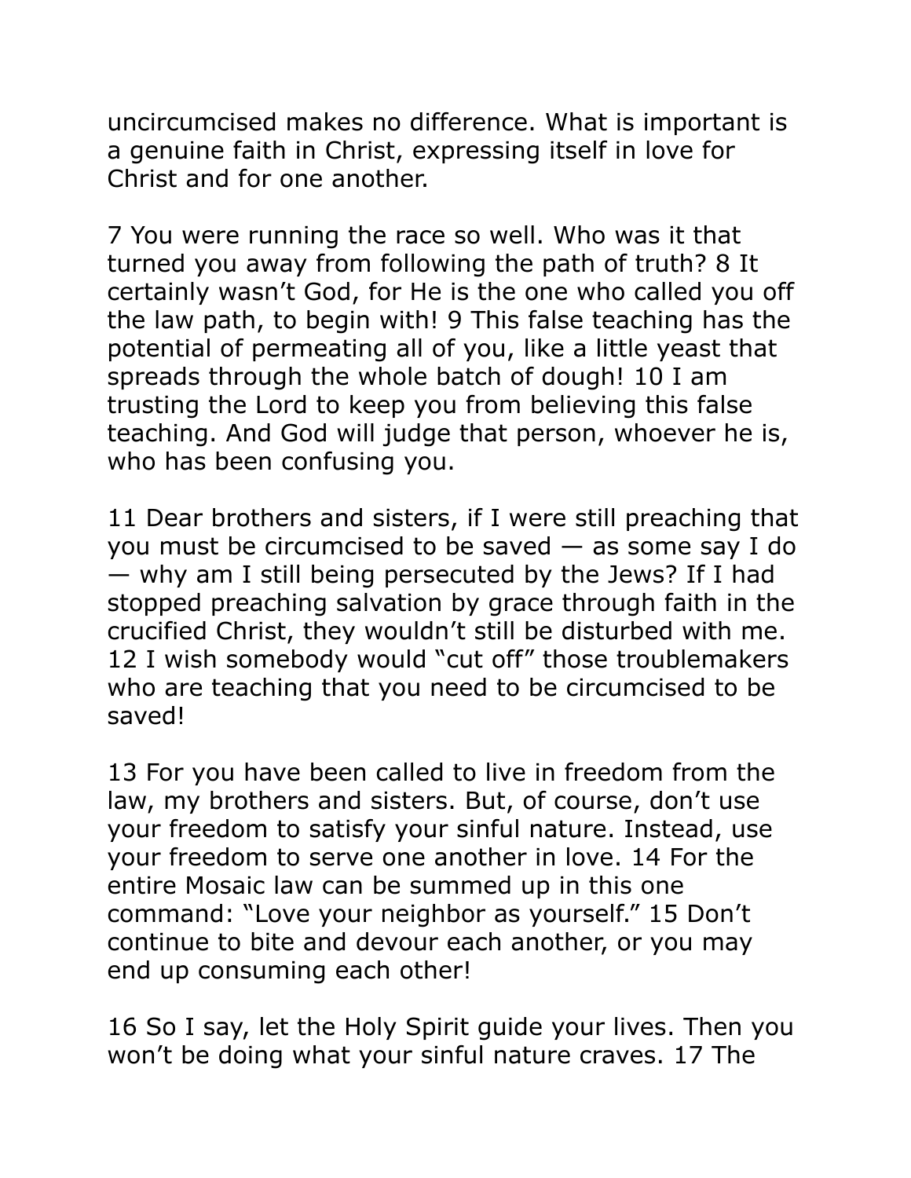uncircumcised makes no difference. What is important is a genuine faith in Christ, expressing itself in love for Christ and for one another.

7 You were running the race so well. Who was it that turned you away from following the path of truth? 8 It certainly wasn't God, for He is the one who called you off the law path, to begin with! 9 This false teaching has the potential of permeating all of you, like a little yeast that spreads through the whole batch of dough! 10 I am trusting the Lord to keep you from believing this false teaching. And God will judge that person, whoever he is, who has been confusing you.

11 Dear brothers and sisters, if I were still preaching that you must be circumcised to be saved — as some say I do — why am I still being persecuted by the Jews? If I had stopped preaching salvation by grace through faith in the crucified Christ, they wouldn't still be disturbed with me. 12 I wish somebody would "cut off" those troublemakers who are teaching that you need to be circumcised to be saved!

13 For you have been called to live in freedom from the law, my brothers and sisters. But, of course, don't use your freedom to satisfy your sinful nature. Instead, use your freedom to serve one another in love. 14 For the entire Mosaic law can be summed up in this one command: "Love your neighbor as yourself." 15 Don't continue to bite and devour each another, or you may end up consuming each other!

16 So I say, let the Holy Spirit guide your lives. Then you won't be doing what your sinful nature craves. 17 The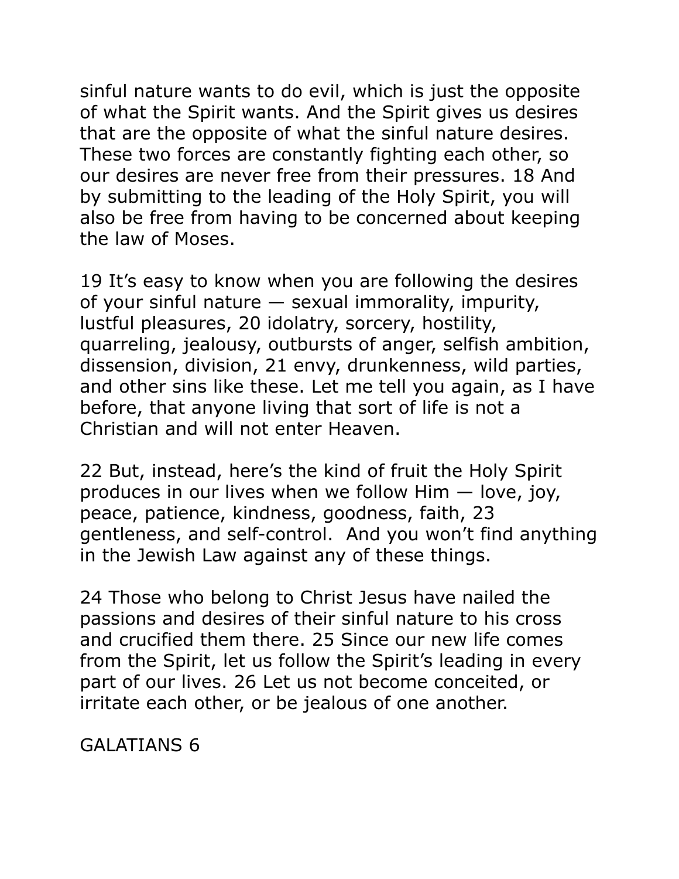sinful nature wants to do evil, which is just the opposite of what the Spirit wants. And the Spirit gives us desires that are the opposite of what the sinful nature desires. These two forces are constantly fighting each other, so our desires are never free from their pressures. 18 And by submitting to the leading of the Holy Spirit, you will also be free from having to be concerned about keeping the law of Moses.

19 It's easy to know when you are following the desires of your sinful nature — sexual immorality, impurity, lustful pleasures, 20 idolatry, sorcery, hostility, quarreling, jealousy, outbursts of anger, selfish ambition, dissension, division, 21 envy, drunkenness, wild parties, and other sins like these. Let me tell you again, as I have before, that anyone living that sort of life is not a Christian and will not enter Heaven.

22 But, instead, here's the kind of fruit the Holy Spirit produces in our lives when we follow Him — love, joy, peace, patience, kindness, goodness, faith, 23 gentleness, and self-control. And you won't find anything in the Jewish Law against any of these things.

24 Those who belong to Christ Jesus have nailed the passions and desires of their sinful nature to his cross and crucified them there. 25 Since our new life comes from the Spirit, let us follow the Spirit's leading in every part of our lives. 26 Let us not become conceited, or irritate each other, or be jealous of one another.

GALATIANS 6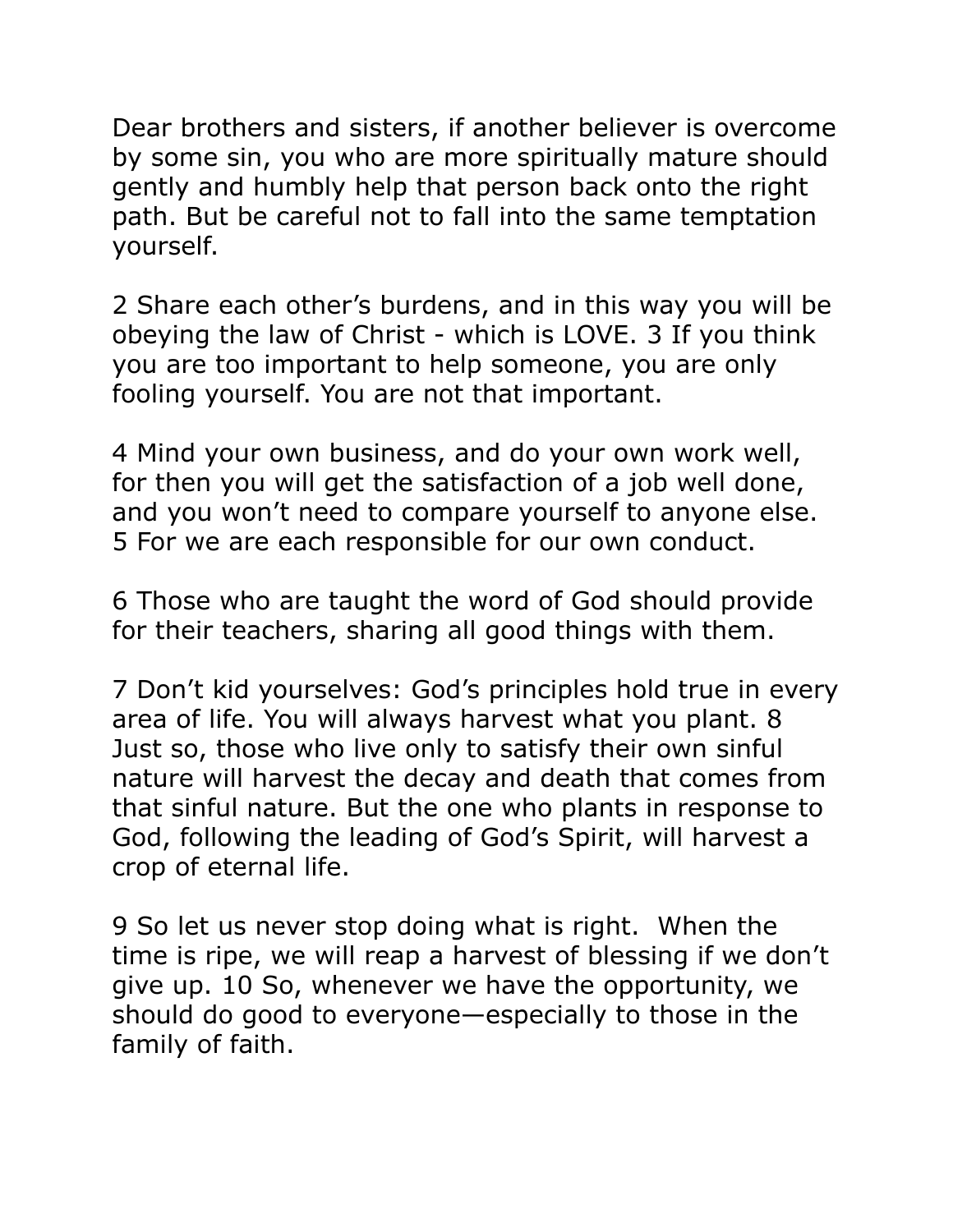Dear brothers and sisters, if another believer is overcome by some sin, you who are more spiritually mature should gently and humbly help that person back onto the right path. But be careful not to fall into the same temptation yourself.

2 Share each other's burdens, and in this way you will be obeying the law of Christ - which is LOVE. 3 If you think you are too important to help someone, you are only fooling yourself. You are not that important.

4 Mind your own business, and do your own work well, for then you will get the satisfaction of a job well done, and you won't need to compare yourself to anyone else. 5 For we are each responsible for our own conduct.

6 Those who are taught the word of God should provide for their teachers, sharing all good things with them.

7 Don't kid yourselves: God's principles hold true in every area of life. You will always harvest what you plant. 8 Just so, those who live only to satisfy their own sinful nature will harvest the decay and death that comes from that sinful nature. But the one who plants in response to God, following the leading of God's Spirit, will harvest a crop of eternal life.

9 So let us never stop doing what is right. When the time is ripe, we will reap a harvest of blessing if we don't give up. 10 So, whenever we have the opportunity, we should do good to everyone—especially to those in the family of faith.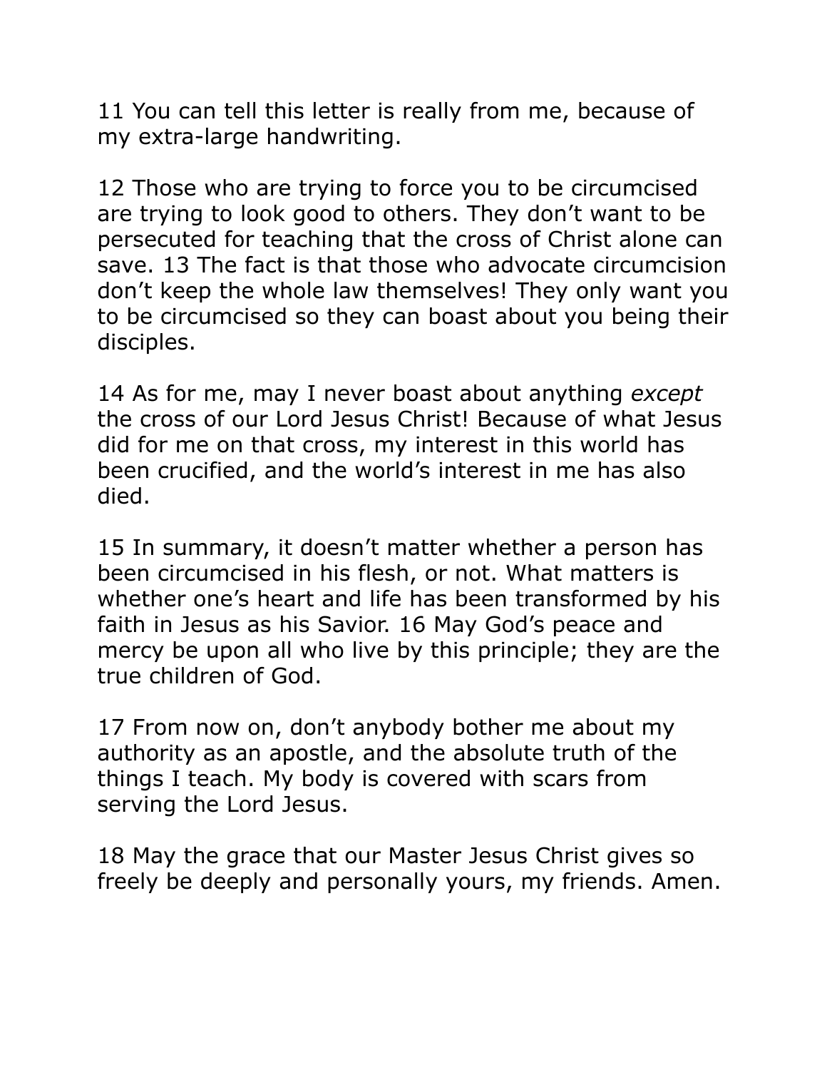11 You can tell this letter is really from me, because of my extra-large handwriting.

12 Those who are trying to force you to be circumcised are trying to look good to others. They don’t want to be persecuted for teaching that the cross of Christ alone can save. 13 The fact is that those who advocate circumcision don’t keep the whole law themselves! They only want you to be circumcised so they can boast about you being their disciples.

14 As for me, may I never boast about anything *except* the cross of our Lord Jesus Christ! Because of what Jesus did for me on that cross, my interest in this world has been crucified, and the world’s interest in me has also died.

15 In summary, it doesn’t matter whether a person has been circumcised in his flesh, or not. What matters is whether one’s heart and life has been transformed by his faith in Jesus as his Savior. 16 May God’s peace and mercy be upon all who live by this principle; they are the true children of God.

17 From now on, don’t anybody bother me about my authority as an apostle, and the absolute truth of the things I teach. My body is covered with scars from serving the Lord Jesus.

18 May the grace that our Master Jesus Christ gives so freely be deeply and personally yours, my friends. Amen.